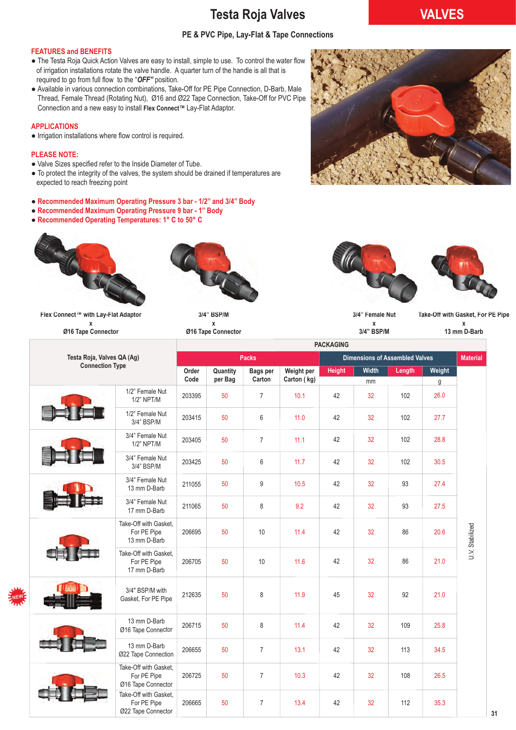# Testa Roja Valves

**VALVES**

### PE & PVC Pipe, Lay-Flat & Tape Connections

## FEATURES and BENEFITS

- The Testa Roja Quick Action Valves are easy to install, simple to use. To control the water flow in of irrigation installations rotate the valve handle. A quarter turn of the handle is all that is required to go from full flow to the "***OFF***" position.
- Available in various connection combinations, Take-Off for PE Pipe Connection, D-Barb, Male Thread, Female Thread (Rotating Nut), Ø16 and Ø22 Tape Connection, Take-Off for PVC Pipe Connection and a new easy to install **Flex Connect™** Lay-Flat Adaptor.

## APPLICATIONS

- Irrigation installations where flow control is required.

## PLEASE NOTE:

- Valve Sizes specified refer to the Inside Diameter of Tube.
- To protect the integrity of the valves, the system should be drained if temperatures are expected to reach freezing point

- **Recommended Maximum Operating Pressure 3 bar - 1/2" and 3/4" Body**
- **Recommended Maximum Operating Pressure 9 bar - 1" Body**
- **Recommended Operating Temperatures: 1° C to 50° C**

**Flex Connect™ with Lay-Flat Adaptor x Ø16 Tape Connector**

**3/4" BSP/M x Ø16 Tape Connector**

**3/4" Female Nut x 3/4" BSP/M**

**Take-Off with Gasket, For PE Pipe x 13 mm D-Barb**

| Testa Roja, Valves QA (Ag) Connection Type | PACKAGING | | | | | | | | Material |
|---|---|---|---|---|---|---|---|---|---|
| | Packs | | | | Dimensions of Assembled Valves | | | | |
| | Order Code | Quantity per Bag | Bags per Carton | Weight per Carton ( kg) | Height | Width | Length | Weight | |
| | | | | | mm | | | g | |
| 1/2" Female Nut 1/2" NPT/M | 203395 | 50 | 7 | 10.1 | 42 | 32 | 102 | 26.0 | U.V. Stabilized |
| 1/2" Female Nut 3/4" BSP/M | 203415 | 50 | 6 | 11.0 | 42 | 32 | 102 | 27.7 | |
| 3/4" Female Nut 1/2" NPT/M | 203405 | 50 | 7 | 11.1 | 42 | 32 | 102 | 28.8 | |
| 3/4" Female Nut 3/4" BSP/M | 203425 | 50 | 6 | 11.7 | 42 | 32 | 102 | 30.5 | |
| 3/4" Female Nut 13 mm D-Barb | 211055 | 50 | 9 | 10.5 | 42 | 32 | 93 | 27.4 | |
| 3/4" Female Nut 17 mm D-Barb | 211065 | 50 | 8 | 9.2 | 42 | 32 | 93 | 27.5 | |
| Take-Off with Gasket, For PE Pipe 13 mm D-Barb | 206695 | 50 | 10 | 11.4 | 42 | 32 | 86 | 20.6 | |
| Take-Off with Gasket, For PE Pipe 17 mm D-Barb | 206705 | 50 | 10 | 11.6 | 42 | 32 | 86 | 21.0 | |
| NEW 3/4" BSP/M with Gasket, For PE Pipe | 212635 | 50 | 8 | 11.9 | 45 | 32 | 92 | 21.0 | |
| 13 mm D-Barb Ø16 Tape Connector | 206715 | 50 | 8 | 11.4 | 42 | 32 | 109 | 25.8 | |
| 13 mm D-Barb Ø22 Tape Connection | 206655 | 50 | 7 | 13.1 | 42 | 32 | 113 | 34.5 | |
| Take-Off with Gasket, For PE Pipe Ø16 Tape Connector | 206725 | 50 | 7 | 10.3 | 42 | 32 | 108 | 26.5 | |
| Take-Off with Gasket, For PE Pipe Ø22 Tape Connector | 206665 | 50 | 7 | 13.4 | 42 | 32 | 112 | 35.3 | |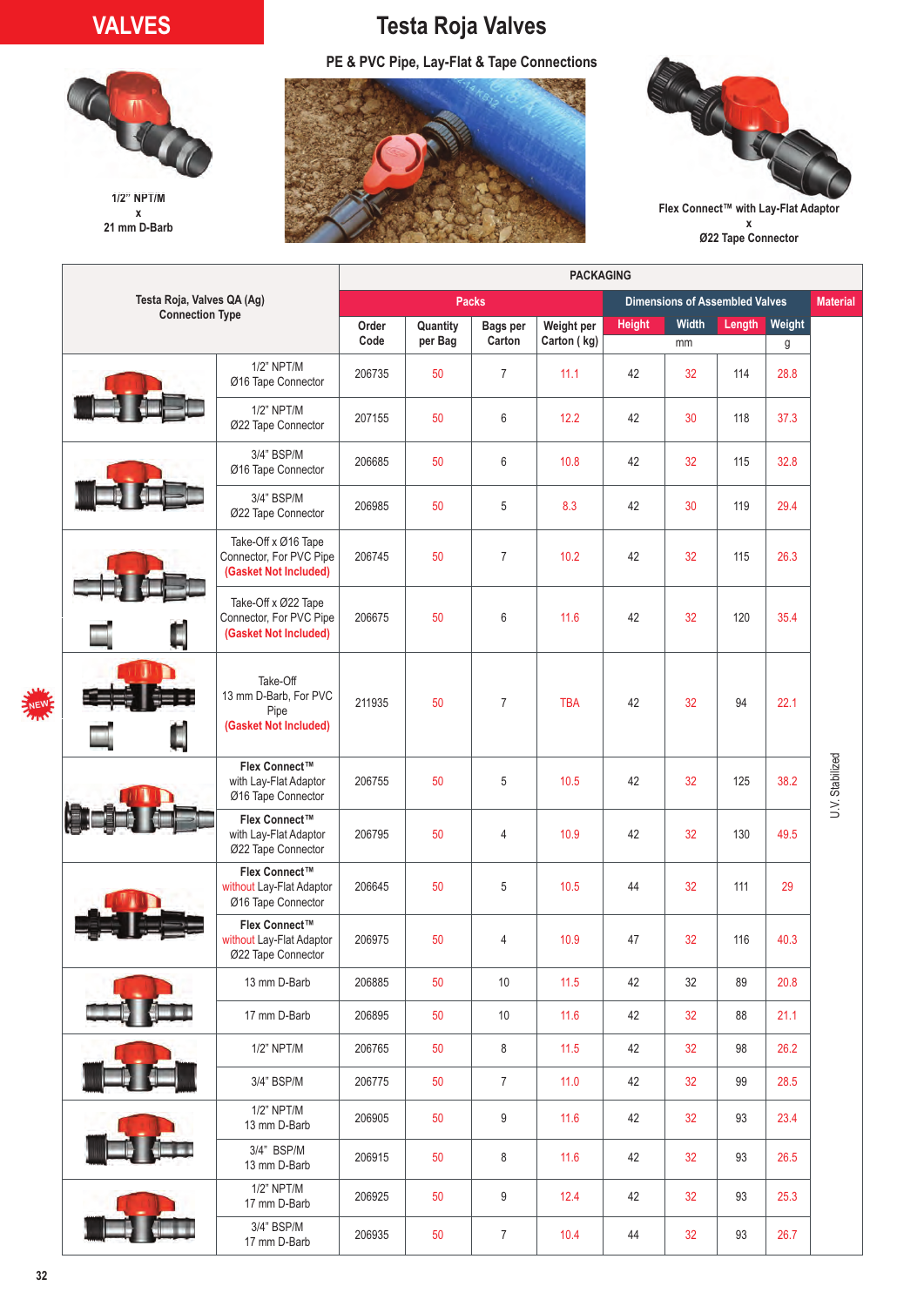# Testa Roja Valves

## PE & PVC Pipe, Lay-Flat & Tape Connections

1/2" NPT/M x 21 mm D-Barb

Flex Connect™ with Lay-Flat Adaptor x Ø22 Tape Connector

| Testa Roja, Valves QA (Ag) Connection Type | PACKAGING | | | | | | | | |
|---|---|---|---|---|---|---|---|---|---|
| | Packs | | | | Dimensions of Assembled Valves | | | | Material |
| | Order Code | Quantity per Bag | Bags per Carton | Weight per Carton (kg) | Height | Width | Length | Weight | |
| | | | | | mm | | | g | |
| 1/2" NPT/M Ø16 Tape Connector | 206735 | 50 | 7 | 11.1 | 42 | 32 | 114 | 28.8 | U.V. Stabilized |
| 1/2" NPT/M Ø22 Tape Connector | 207155 | 50 | 6 | 12.2 | 42 | 30 | 118 | 37.3 | |
| 3/4" BSP/M Ø16 Tape Connector | 206685 | 50 | 6 | 10.8 | 42 | 32 | 115 | 32.8 | |
| 3/4" BSP/M Ø22 Tape Connector | 206985 | 50 | 5 | 8.3 | 42 | 30 | 119 | 29.4 | |
| Take-Off x Ø16 Tape Connector, For PVC Pipe (Gasket Not Included) | 206745 | 50 | 7 | 10.2 | 42 | 32 | 115 | 26.3 | |
| Take-Off x Ø22 Tape Connector, For PVC Pipe (Gasket Not Included) | 206675 | 50 | 6 | 11.6 | 42 | 32 | 120 | 35.4 | |
| NEW Take-Off 13 mm D-Barb, For PVC Pipe (Gasket Not Included) | 211935 | 50 | 7 | TBA | 42 | 32 | 94 | 22.1 | |
| **Flex Connect™** with Lay-Flat Adaptor Ø16 Tape Connector | 206755 | 50 | 5 | 10.5 | 42 | 32 | 125 | 38.2 | |
| **Flex Connect™** with Lay-Flat Adaptor Ø22 Tape Connector | 206795 | 50 | 4 | 10.9 | 42 | 32 | 130 | 49.5 | |
| **Flex Connect™** without Lay-Flat Adaptor Ø16 Tape Connector | 206645 | 50 | 5 | 10.5 | 44 | 32 | 111 | 29 | |
| **Flex Connect™** without Lay-Flat Adaptor Ø22 Tape Connector | 206975 | 50 | 4 | 10.9 | 47 | 32 | 116 | 40.3 | |
| 13 mm D-Barb | 206885 | 50 | 10 | 11.5 | 42 | 32 | 89 | 20.8 | |
| 17 mm D-Barb | 206895 | 50 | 10 | 11.6 | 42 | 32 | 88 | 21.1 | |
| 1/2" NPT/M | 206765 | 50 | 8 | 11.5 | 42 | 32 | 98 | 26.2 | |
| 3/4" BSP/M | 206775 | 50 | 7 | 11.0 | 42 | 32 | 99 | 28.5 | |
| 1/2" NPT/M 13 mm D-Barb | 206905 | 50 | 9 | 11.6 | 42 | 32 | 93 | 23.4 | |
| 3/4" BSP/M 13 mm D-Barb | 206915 | 50 | 8 | 11.6 | 42 | 32 | 93 | 26.5 | |
| 1/2" NPT/M 17 mm D-Barb | 206925 | 50 | 9 | 12.4 | 42 | 32 | 93 | 25.3 | |
| 3/4" BSP/M 17 mm D-Barb | 206935 | 50 | 7 | 10.4 | 44 | 32 | 93 | 26.7 | |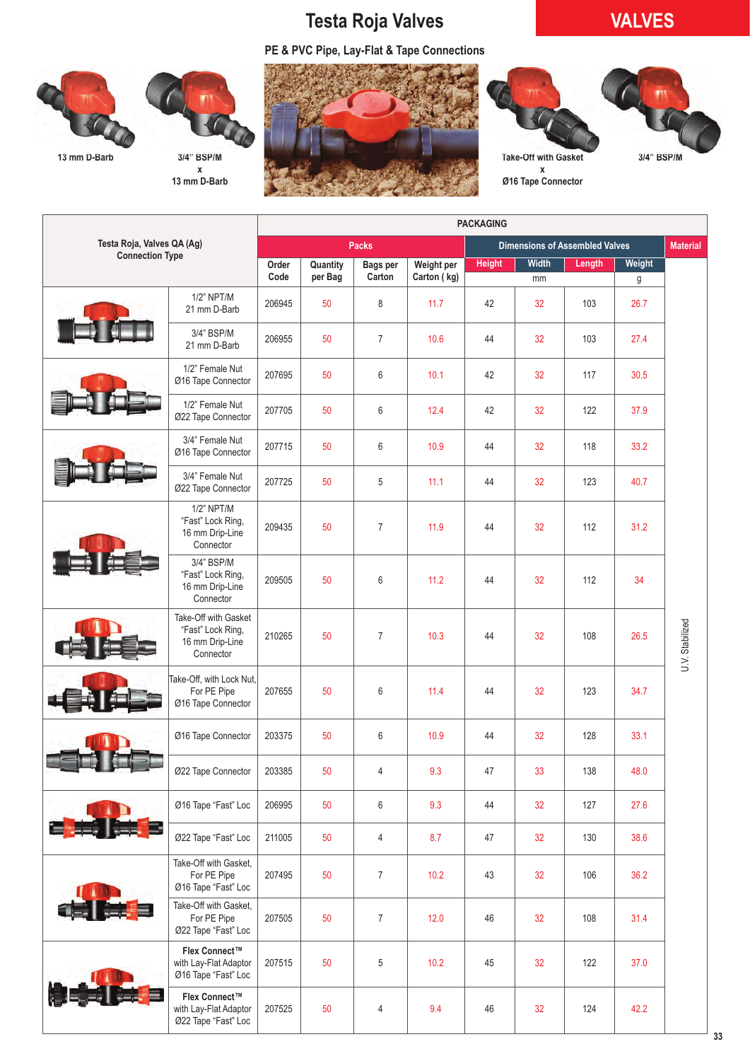# Testa Roja Valves

VALVES

## PE & PVC Pipe, Lay-Flat & Tape Connections

13 mm D-Barb

3/4" BSP/M x 13 mm D-Barb

Take-Off with Gasket x Ø16 Tape Connector

3/4" BSP/M

| Testa Roja, Valves QA (Ag) Connection Type | Order Code | Quantity per Bag | Bags per Carton | Weight per Carton ( kg) | Height (mm) | Width (mm) | Length (mm) | Weight (g) | Material |
|---|---|---|---|---|---|---|---|---|---|
| 1/2" NPT/M 21 mm D-Barb | 206945 | 50 | 8 | 11.7 | 42 | 32 | 103 | 26.7 | U.V. Stabilized |
| 3/4" BSP/M 21 mm D-Barb | 206955 | 50 | 7 | 10.6 | 44 | 32 | 103 | 27.4 | |
| 1/2" Female Nut Ø16 Tape Connector | 207695 | 50 | 6 | 10.1 | 42 | 32 | 117 | 30.5 | |
| 1/2" Female Nut Ø22 Tape Connector | 207705 | 50 | 6 | 12.4 | 42 | 32 | 122 | 37.9 | |
| 3/4" Female Nut Ø16 Tape Connector | 207715 | 50 | 6 | 10.9 | 44 | 32 | 118 | 33.2 | |
| 3/4" Female Nut Ø22 Tape Connector | 207725 | 50 | 5 | 11.1 | 44 | 32 | 123 | 40.7 | |
| 1/2" NPT/M "Fast" Lock Ring, 16 mm Drip-Line Connector | 209435 | 50 | 7 | 11.9 | 44 | 32 | 112 | 31.2 | |
| 3/4" BSP/M "Fast" Lock Ring, 16 mm Drip-Line Connector | 209505 | 50 | 6 | 11.2 | 44 | 32 | 112 | 34 | |
| Take-Off with Gasket "Fast" Lock Ring, 16 mm Drip-Line Connector | 210265 | 50 | 7 | 10.3 | 44 | 32 | 108 | 26.5 | |
| Take-Off, with Lock Nut, For PE Pipe Ø16 Tape Connector | 207655 | 50 | 6 | 11.4 | 44 | 32 | 123 | 34.7 | |
| Ø16 Tape Connector | 203375 | 50 | 6 | 10.9 | 44 | 32 | 128 | 33.1 | |
| Ø22 Tape Connector | 203385 | 50 | 4 | 9.3 | 47 | 33 | 138 | 48.0 | |
| Ø16 Tape "Fast" Loc | 206995 | 50 | 6 | 9.3 | 44 | 32 | 127 | 27.6 | |
| Ø22 Tape "Fast" Loc | 211005 | 50 | 4 | 8.7 | 47 | 32 | 130 | 38.6 | |
| Take-Off with Gasket, For PE Pipe Ø16 Tape "Fast" Loc | 207495 | 50 | 7 | 10.2 | 43 | 32 | 106 | 36.2 | |
| Take-Off with Gasket, For PE Pipe Ø22 Tape "Fast" Loc | 207505 | 50 | 7 | 12.0 | 46 | 32 | 108 | 31.4 | |
| **Flex Connect™** with Lay-Flat Adaptor Ø16 Tape "Fast" Loc | 207515 | 50 | 5 | 10.2 | 45 | 32 | 122 | 37.0 | |
| **Flex Connect™** with Lay-Flat Adaptor Ø22 Tape "Fast" Loc | 207525 | 50 | 4 | 9.4 | 46 | 32 | 124 | 42.2 | |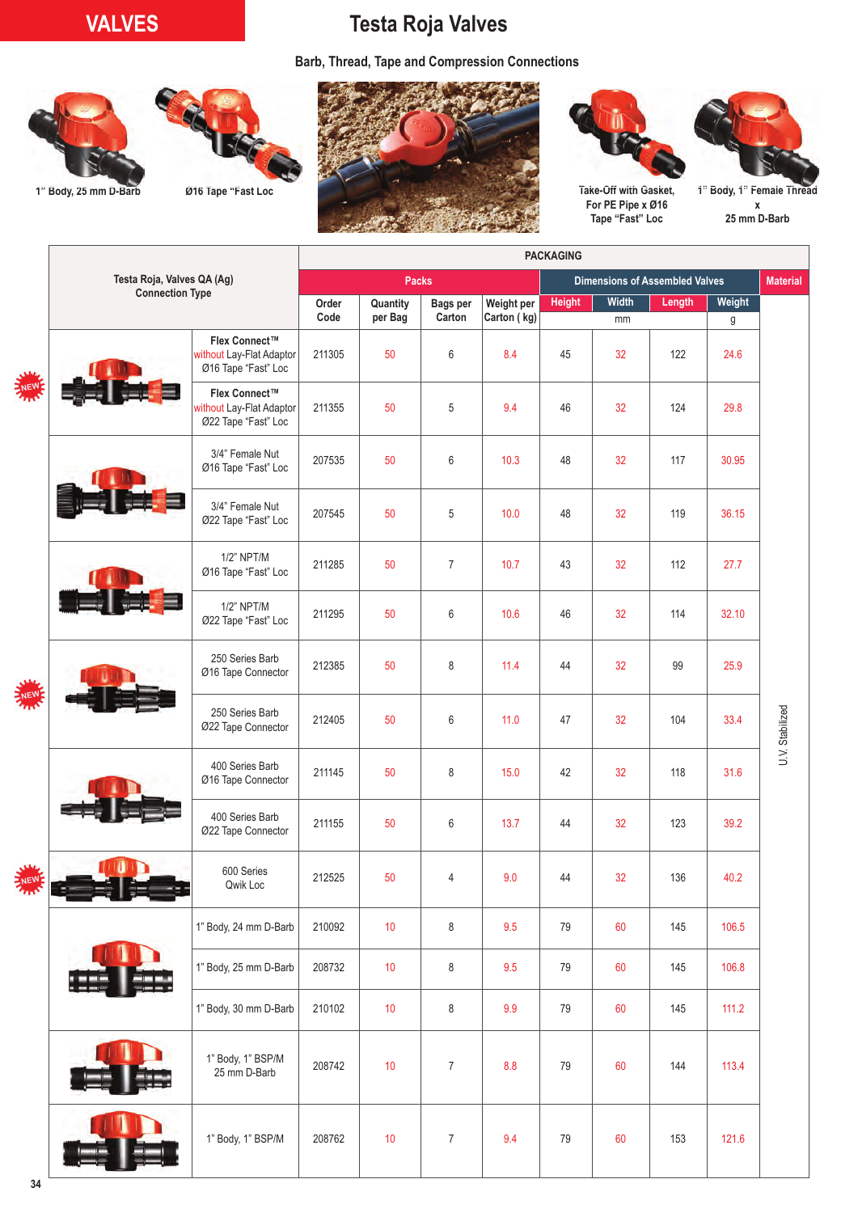VALVES

# Testa Roja Valves

## Barb, Thread, Tape and Compression Connections

1" Body, 25 mm D-Barb

Ø16 Tape "Fast Loc

Take-Off with Gasket, For PE Pipe x Ø16 Tape "Fast" Loc

1" Body, 1" Female Thread x 25 mm D-Barb

| Testa Roja, Valves QA (Ag) Connection Type | PACKAGING | | | | | | | | |
|---|---|---|---|---|---|---|---|---|---|
| | Packs | | | | Dimensions of Assembled Valves | | | | Material |
| | Order Code | Quantity per Bag | Bags per Carton | Weight per Carton ( kg) | Height | Width | Length | Weight | |
| | | | | | mm | | | g | |
| NEW Flex Connect™ without Lay-Flat Adaptor Ø16 Tape "Fast" Loc | 211305 | 50 | 6 | 8.4 | 45 | 32 | 122 | 24.6 | U.V. Stabilized |
| Flex Connect™ without Lay-Flat Adaptor Ø22 Tape "Fast" Loc | 211355 | 50 | 5 | 9.4 | 46 | 32 | 124 | 29.8 | |
| 3/4" Female Nut Ø16 Tape "Fast" Loc | 207535 | 50 | 6 | 10.3 | 48 | 32 | 117 | 30.95 | |
| 3/4" Female Nut Ø22 Tape "Fast" Loc | 207545 | 50 | 5 | 10.0 | 48 | 32 | 119 | 36.15 | |
| 1/2" NPT/M Ø16 Tape "Fast" Loc | 211285 | 50 | 7 | 10.7 | 43 | 32 | 112 | 27.7 | |
| 1/2" NPT/M Ø22 Tape "Fast" Loc | 211295 | 50 | 6 | 10.6 | 46 | 32 | 114 | 32.10 | |
| NEW 250 Series Barb Ø16 Tape Connector | 212385 | 50 | 8 | 11.4 | 44 | 32 | 99 | 25.9 | |
| 250 Series Barb Ø22 Tape Connector | 212405 | 50 | 6 | 11.0 | 47 | 32 | 104 | 33.4 | |
| 400 Series Barb Ø16 Tape Connector | 211145 | 50 | 8 | 15.0 | 42 | 32 | 118 | 31.6 | |
| 400 Series Barb Ø22 Tape Connector | 211155 | 50 | 6 | 13.7 | 44 | 32 | 123 | 39.2 | |
| NEW 600 Series Qwik Loc | 212525 | 50 | 4 | 9.0 | 44 | 32 | 136 | 40.2 | |
| 1" Body, 24 mm D-Barb | 210092 | 10 | 8 | 9.5 | 79 | 60 | 145 | 106.5 | |
| 1" Body, 25 mm D-Barb | 208732 | 10 | 8 | 9.5 | 79 | 60 | 145 | 106.8 | |
| 1" Body, 30 mm D-Barb | 210102 | 10 | 8 | 9.9 | 79 | 60 | 145 | 111.2 | |
| 1" Body, 1" BSP/M 25 mm D-Barb | 208742 | 10 | 7 | 8.8 | 79 | 60 | 144 | 113.4 | |
| 1" Body, 1" BSP/M | 208762 | 10 | 7 | 9.4 | 79 | 60 | 153 | 121.6 | |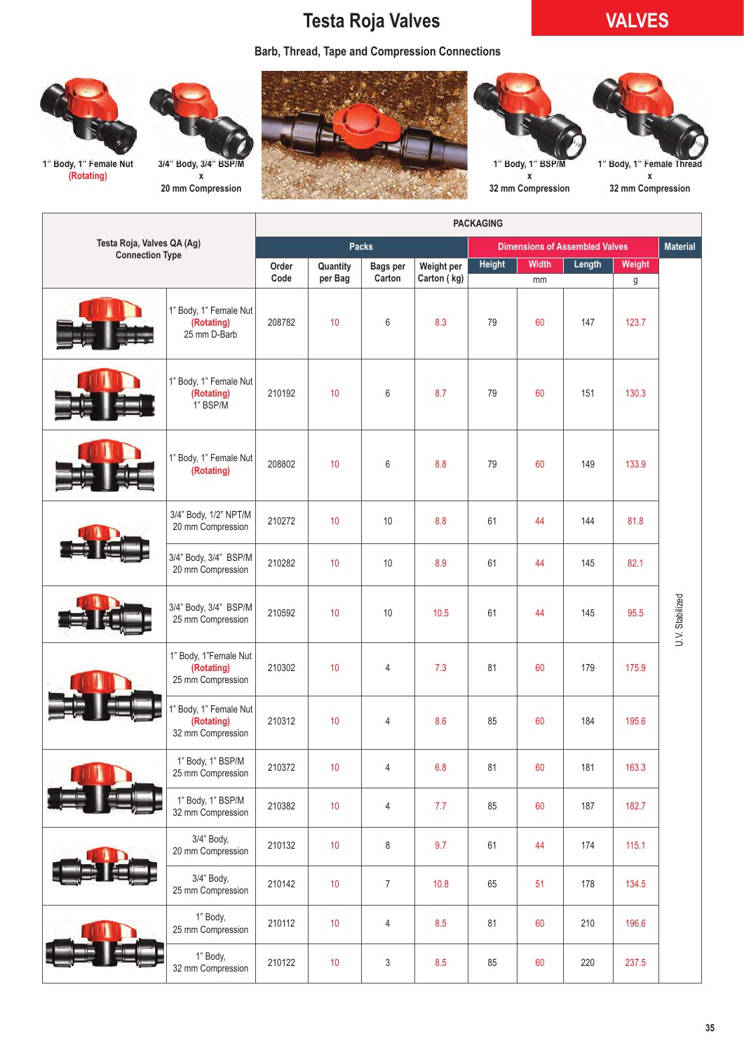# Testa Roja Valves

VALVES

**Barb, Thread, Tape and Compression Connections**

1" Body, 1" Female Nut (Rotating)

3/4" Body, 3/4" BSP/M x 20 mm Compression

1" Body, 1" BSP/M x 32 mm Compression

1" Body, 1" Female Thread x 32 mm Compression

| Testa Roja, Valves QA (Ag) Connection Type | PACKAGING | | | | | | | | |
|---|---|---|---|---|---|---|---|---|---|
| | Packs | | | | Dimensions of Assembled Valves | | | | Material |
| | Order Code | Quantity per Bag | Bags per Carton | Weight per Carton ( kg) | Height | Width | Length | Weight | |
| | | | | | mm | | | g | |
| 1" Body, 1" Female Nut (Rotating) 25 mm D-Barb | 208782 | 10 | 6 | 8.3 | 79 | 60 | 147 | 123.7 | U.V. Stabilized |
| 1" Body, 1" Female Nut (Rotating) 1" BSP/M | 210192 | 10 | 6 | 8.7 | 79 | 60 | 151 | 130.3 | |
| 1" Body, 1" Female Nut (Rotating) | 208802 | 10 | 6 | 8.8 | 79 | 60 | 149 | 133.9 | |
| 3/4" Body, 1/2" NPT/M 20 mm Compression | 210272 | 10 | 10 | 8.8 | 61 | 44 | 144 | 81.8 | |
| 3/4" Body, 3/4" BSP/M 20 mm Compression | 210282 | 10 | 10 | 8.9 | 61 | 44 | 145 | 82.1 | |
| 3/4" Body, 3/4" BSP/M 25 mm Compression | 210592 | 10 | 10 | 10.5 | 61 | 44 | 145 | 95.5 | |
| 1" Body, 1"Female Nut (Rotating) 25 mm Compression | 210302 | 10 | 4 | 7.3 | 81 | 60 | 179 | 175.9 | |
| 1" Body, 1" Female Nut (Rotating) 32 mm Compression | 210312 | 10 | 4 | 8.6 | 85 | 60 | 184 | 195.6 | |
| 1" Body, 1" BSP/M 25 mm Compression | 210372 | 10 | 4 | 6.8 | 81 | 60 | 181 | 163.3 | |
| 1" Body, 1" BSP/M 32 mm Compression | 210382 | 10 | 4 | 7.7 | 85 | 60 | 187 | 182.7 | |
| 3/4" Body, 20 mm Compression | 210132 | 10 | 8 | 9.7 | 61 | 44 | 174 | 115.1 | |
| 3/4" Body, 25 mm Compression | 210142 | 10 | 7 | 10.8 | 65 | 51 | 178 | 134.5 | |
| 1" Body, 25 mm Compression | 210112 | 10 | 4 | 8.5 | 81 | 60 | 210 | 196.6 | |
| 1" Body, 32 mm Compression | 210122 | 10 | 3 | 8.5 | 85 | 60 | 220 | 237.5 | |